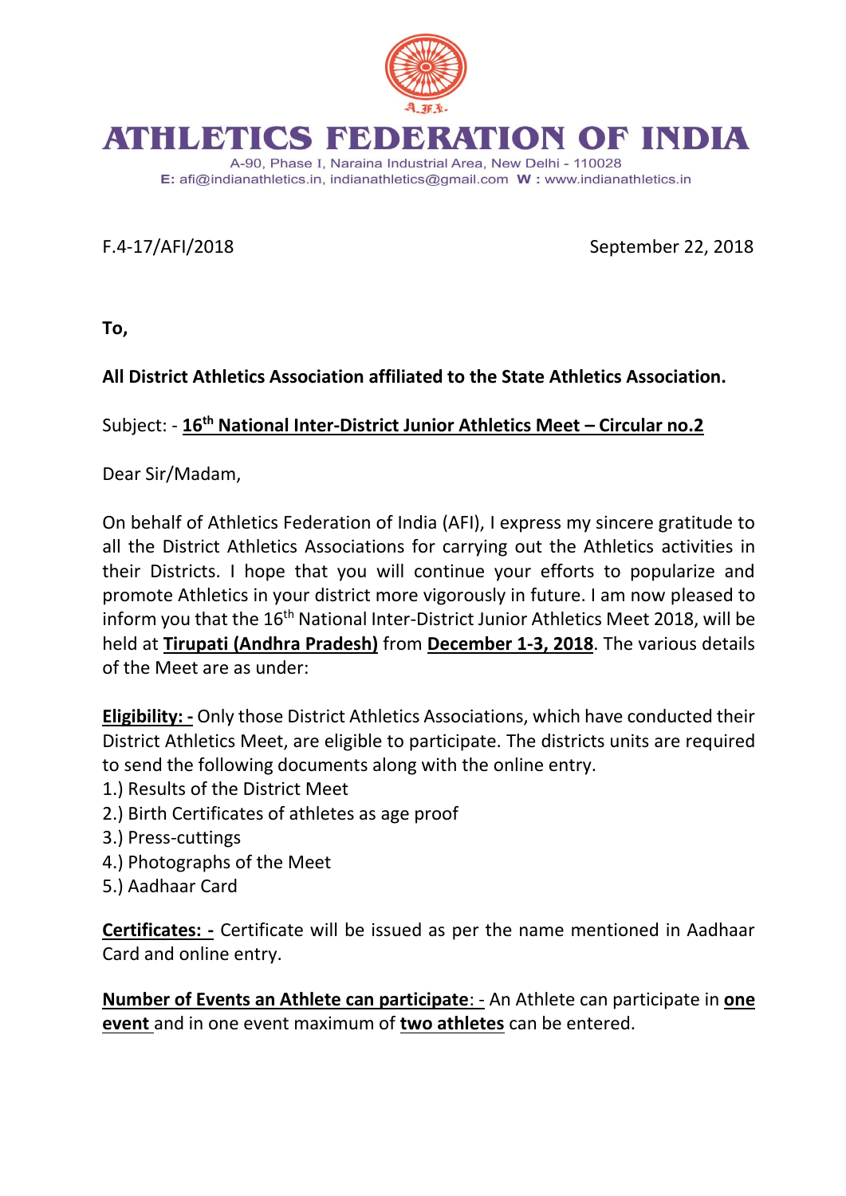# ATHLETICS FEDERATION OF INDIA

A-90, Phase I, Naraina Industrial Area, New Delhi - 110028

**E:** afi@indianathletics.in, indianathletics@gmail.com **W :** www.indianathletics.in

F.4-17/AFI/2018 September 22, 2018

**To,**

**All District Athletics Association affiliated to the State Athletics Association.**

Subject: - **16th National Inter-District Junior Athletics Meet – Circular no.2**

Dear Sir/Madam,

On behalf of Athletics Federation of India (AFI), I express my sincere gratitude to all the District Athletics Associations for carrying out the Athletics activities in their Districts. I hope that you will continue your efforts to popularize and promote Athletics in your district more vigorously in future. I am now pleased to inform you that the 16th National Inter-District Junior Athletics Meet 2018, will be held at **Tirupati (Andhra Pradesh)** from **December 1-3, 2018**. The various details of the Meet are as under:

**Eligibility: -** Only those District Athletics Associations, which have conducted their District Athletics Meet, are eligible to participate. The districts units are required to send the following documents along with the online entry.

1.) Results of the District Meet
2.) Birth Certificates of athletes as age proof
3.) Press-cuttings
4.) Photographs of the Meet
5.) Aadhaar Card

**Certificates: -** Certificate will be issued as per the name mentioned in Aadhaar Card and online entry.

**Number of Events an Athlete can participate**: - An Athlete can participate in **one event** and in one event maximum of **two athletes** can be entered.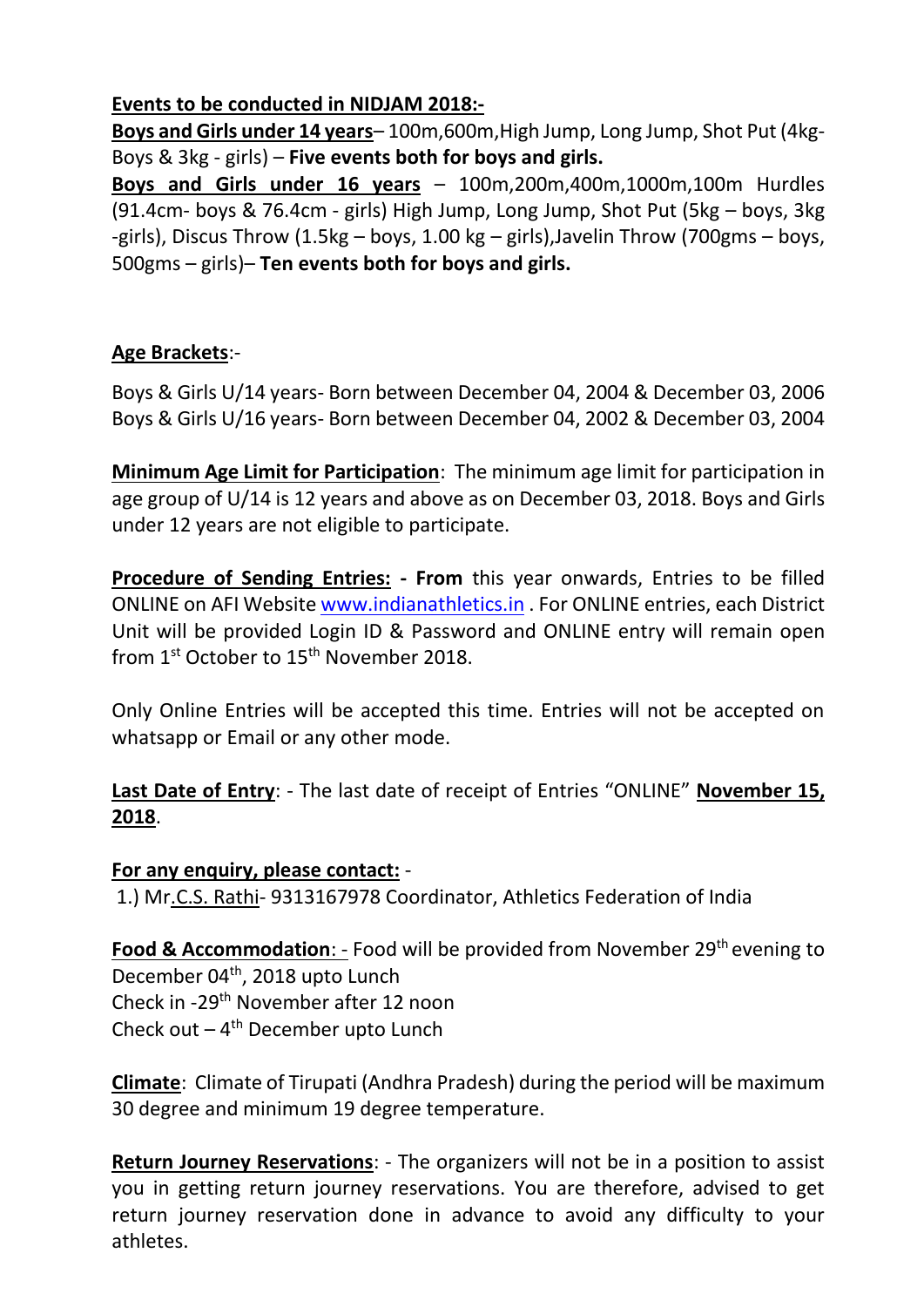**Events to be conducted in NIDJAM 2018:-**

**Boys and Girls under 14 years**– 100m,600m,High Jump, Long Jump, Shot Put (4kg- Boys & 3kg - girls) – **Five events both for boys and girls.**

**Boys and Girls under 16 years** – 100m,200m,400m,1000m,100m Hurdles (91.4cm- boys & 76.4cm - girls) High Jump, Long Jump, Shot Put (5kg – boys, 3kg -girls), Discus Throw (1.5kg – boys, 1.00 kg – girls),Javelin Throw (700gms – boys, 500gms – girls)– **Ten events both for boys and girls.**

**Age Brackets**:-

Boys & Girls U/14 years- Born between December 04, 2004 & December 03, 2006
Boys & Girls U/16 years- Born between December 04, 2002 & December 03, 2004

**Minimum Age Limit for Participation**: The minimum age limit for participation in age group of U/14 is 12 years and above as on December 03, 2018. Boys and Girls under 12 years are not eligible to participate.

**Procedure of Sending Entries: - From** this year onwards, Entries to be filled ONLINE on AFI Website www.indianathletics.in . For ONLINE entries, each District Unit will be provided Login ID & Password and ONLINE entry will remain open from 1st October to 15th November 2018.

Only Online Entries will be accepted this time. Entries will not be accepted on whatsapp or Email or any other mode.

**Last Date of Entry**: - The last date of receipt of Entries "ONLINE" **November 15, 2018**.

**For any enquiry, please contact:** -
1.) Mr.C.S. Rathi- 9313167978 Coordinator, Athletics Federation of India

**Food & Accommodation**: - Food will be provided from November 29th evening to December 04th, 2018 upto Lunch
Check in -29th November after 12 noon
Check out – 4th December upto Lunch

**Climate**: Climate of Tirupati (Andhra Pradesh) during the period will be maximum 30 degree and minimum 19 degree temperature.

**Return Journey Reservations**: - The organizers will not be in a position to assist you in getting return journey reservations. You are therefore, advised to get return journey reservation done in advance to avoid any difficulty to your athletes.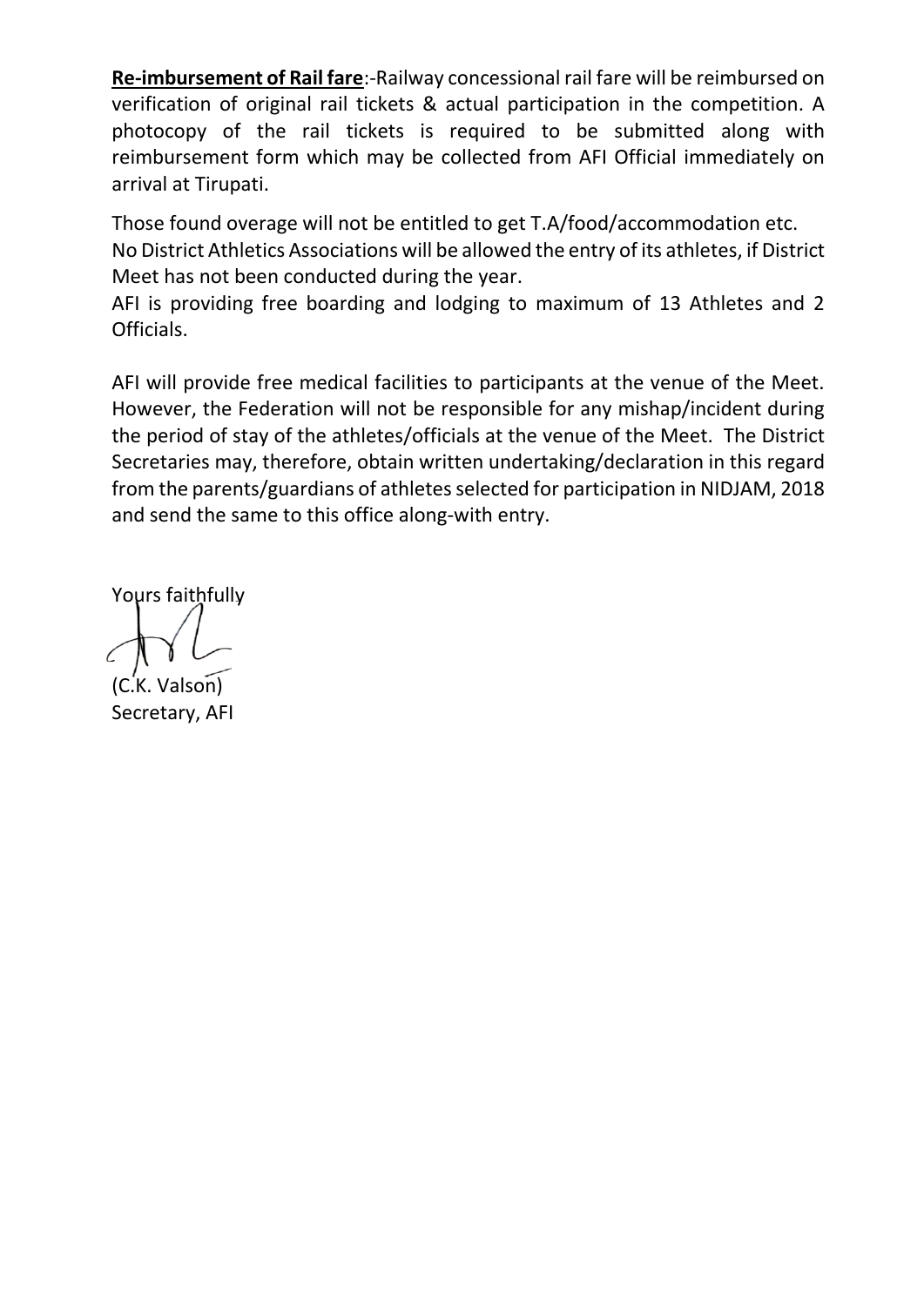**<u>Re-imbursement of Rail fare</u>**:-Railway concessional rail fare will be reimbursed on verification of original rail tickets & actual participation in the competition. A photocopy of the rail tickets is required to be submitted along with reimbursement form which may be collected from AFI Official immediately on arrival at Tirupati.

Those found overage will not be entitled to get T.A/food/accommodation etc.
No District Athletics Associations will be allowed the entry of its athletes, if District Meet has not been conducted during the year.
AFI is providing free boarding and lodging to maximum of 13 Athletes and 2 Officials.

AFI will provide free medical facilities to participants at the venue of the Meet. However, the Federation will not be responsible for any mishap/incident during the period of stay of the athletes/officials at the venue of the Meet. The District Secretaries may, therefore, obtain written undertaking/declaration in this regard from the parents/guardians of athletes selected for participation in NIDJAM, 2018 and send the same to this office along-with entry.

Yours faithfully

(C.K. Valson)
Secretary, AFI